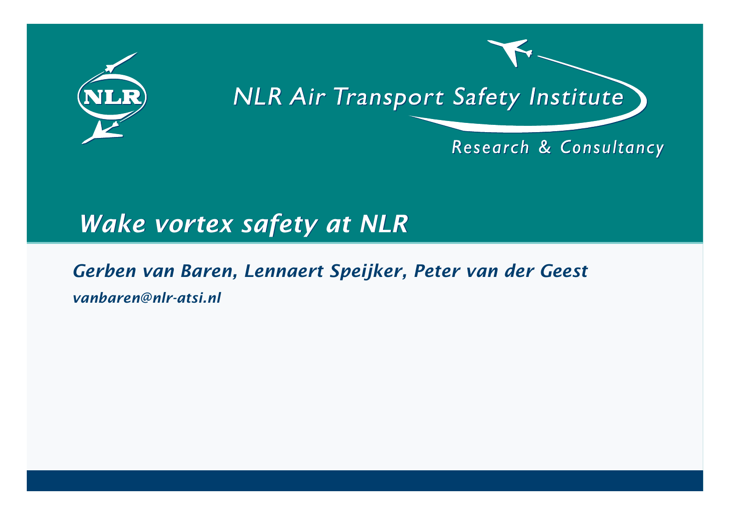NLR Air Transport Safety Institute

Research & Consultancy

# Wake vortex safety at NLR

*Gerben van Baren, Lennaert Speijker, Peter van der Geest*

*vanbaren@nlr-atsi.nl*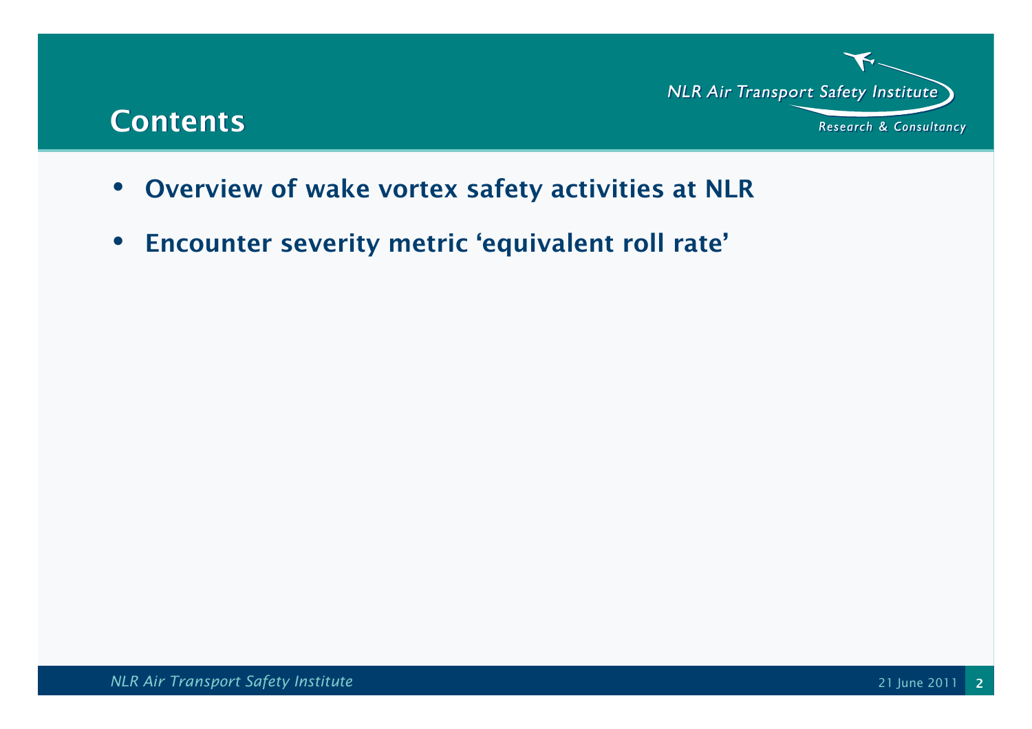# Contents

- **Overview of wake vortex safety activities at NLR**
- **Encounter severity metric 'equivalent roll rate'**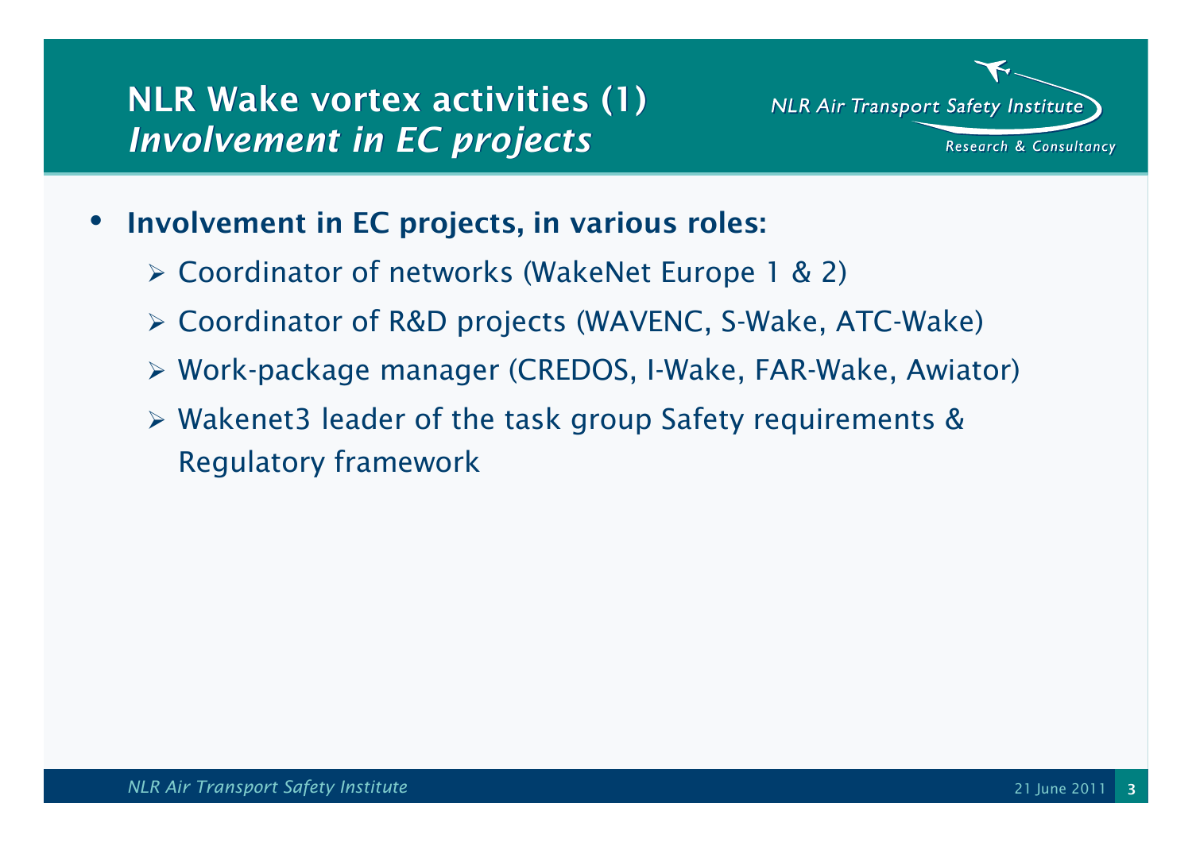# NLR Wake vortex activities (1)
## *Involvement in EC projects*

- **Involvement in EC projects, in various roles:**
  - Coordinator of networks (WakeNet Europe 1 & 2)
  - Coordinator of R&D projects (WAVENC, S-Wake, ATC-Wake)
  - Work-package manager (CREDOS, I-Wake, FAR-Wake, Awiator)
  - Wakenet3 leader of the task group Safety requirements & Regulatory framework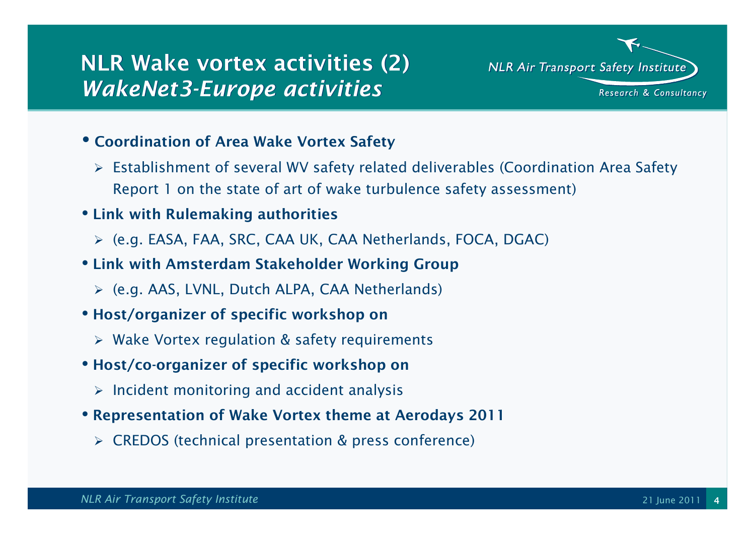# NLR Wake vortex activities (2)
## *WakeNet3-Europe activities*

- **Coordination of Area Wake Vortex Safety**
  - Establishment of several WV safety related deliverables (Coordination Area Safety Report 1 on the state of art of wake turbulence safety assessment)
- **Link with Rulemaking authorities**
  - (e.g. EASA, FAA, SRC, CAA UK, CAA Netherlands, FOCA, DGAC)
- **Link with Amsterdam Stakeholder Working Group**
  - (e.g. AAS, LVNL, Dutch ALPA, CAA Netherlands)
- **Host/organizer of specific workshop on**
  - Wake Vortex regulation & safety requirements
- **Host/co-organizer of specific workshop on**
  - Incident monitoring and accident analysis
- **Representation of Wake Vortex theme at Aerodays 2011**
  - CREDOS (technical presentation & press conference)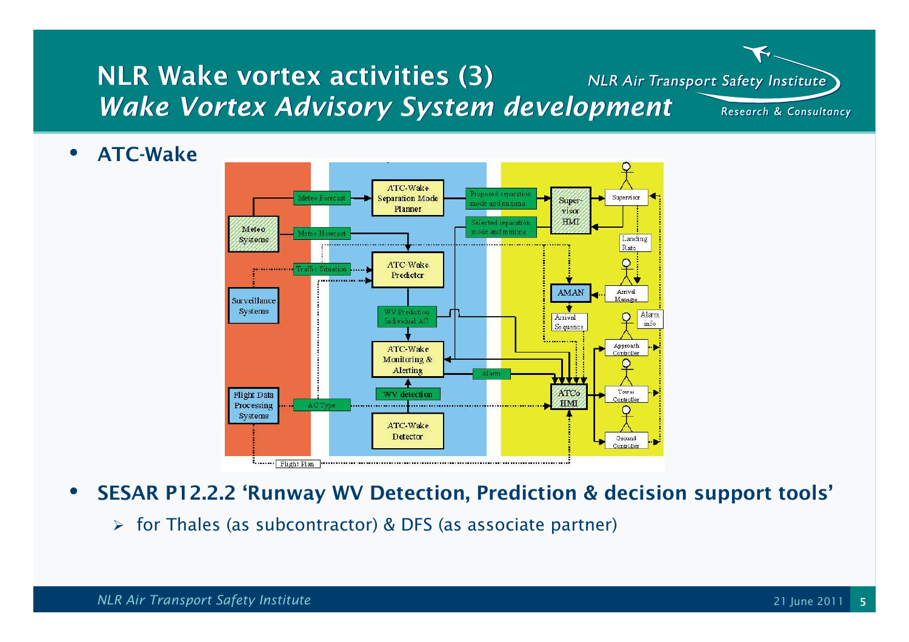# NLR Wake vortex activities (3)

## *Wake Vortex Advisory System development*

- **ATC-Wake**

- **SESAR P12.2.2 'Runway WV Detection, Prediction & decision support tools'**
  - for Thales (as subcontractor) & DFS (as associate partner)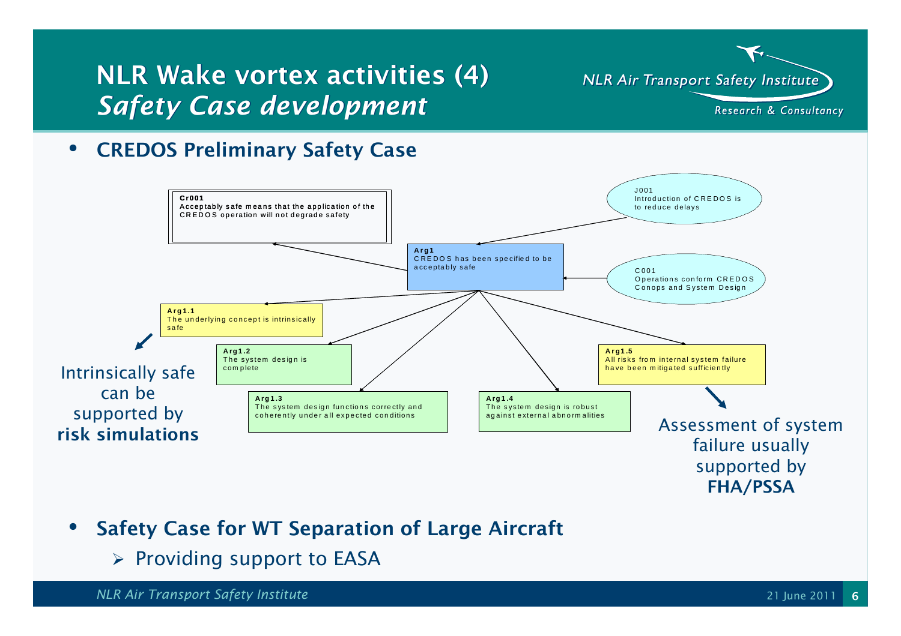# NLR Wake vortex activities (4)
## *Safety Case development*

- **CREDOS Preliminary Safety Case**

**Cr001**
Acceptably safe means that the application of the CREDOS operation will not degrade safety

**J001**
Introduction of CREDOS is to reduce delays

**Arg1**
CREDOS has been specified to be acceptably safe

**C001**
Operations conform CREDOS Conops and System Design

**Arg1.1**
The underlying concept is intrinsically safe

**Arg1.2**
The system design is complete

**Arg1.3**
The system design functions correctly and coherently under all expected conditions

**Arg1.4**
The system design is robust against external abnormalities

**Arg1.5**
All risks from internal system failure have been mitigated sufficiently

Intrinsically safe can be supported by **risk simulations**

Assessment of system failure usually supported by **FHA/PSSA**

- **Safety Case for WT Separation of Large Aircraft**
  - Providing support to EASA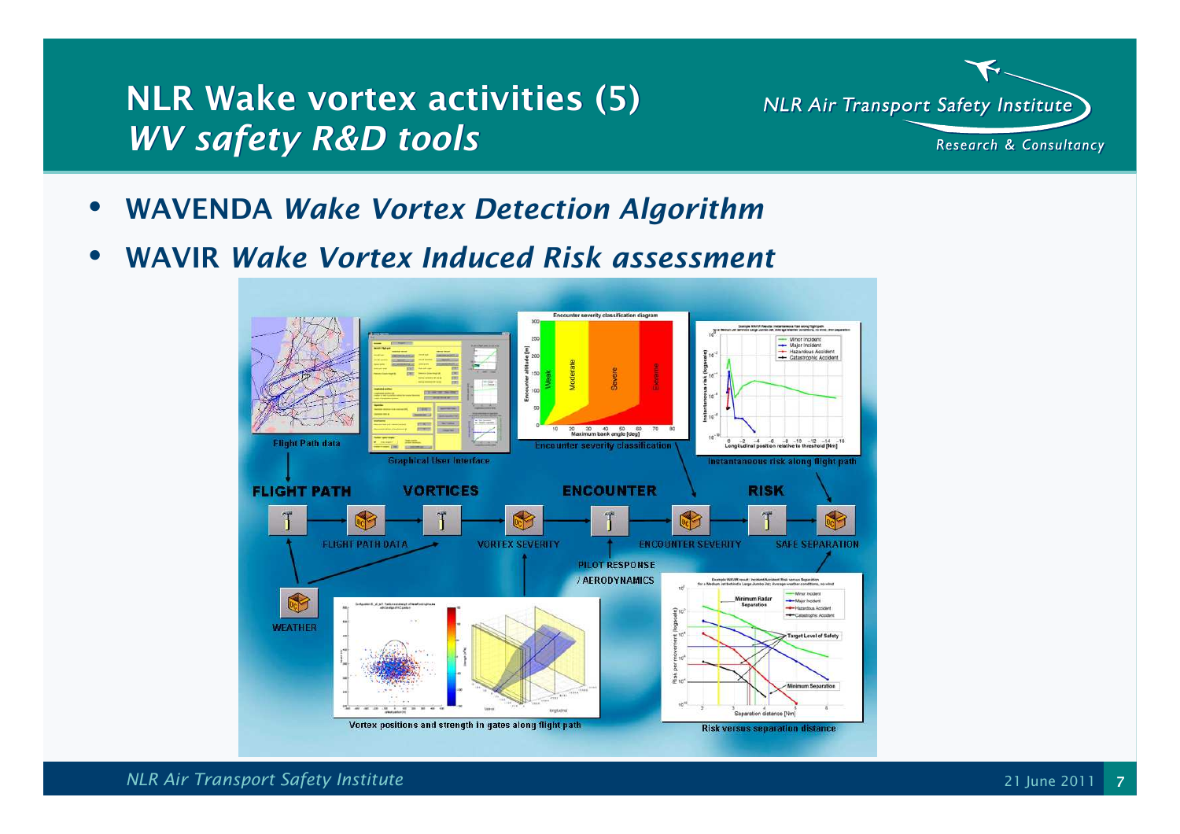# NLR Wake vortex activities (5)
## *WV safety R&D tools*

- **WAVENDA** ***Wake Vortex Detection Algorithm***
- **WAVIR** ***Wake Vortex Induced Risk assessment***

Flight Path data

Graphical User Interface

Encounter severity classification

Instantaneous risk along flight path

FLIGHT PATH → VORTICES → ENCOUNTER → RISK

FLIGHT PATH DATA

VORTEX SEVERITY

ENCOUNTER SEVERITY

SAFE SEPARATION

PILOT RESPONSE / AERODYNAMICS

WEATHER

Vortex positions and strength in gates along flight path

Risk versus separation distance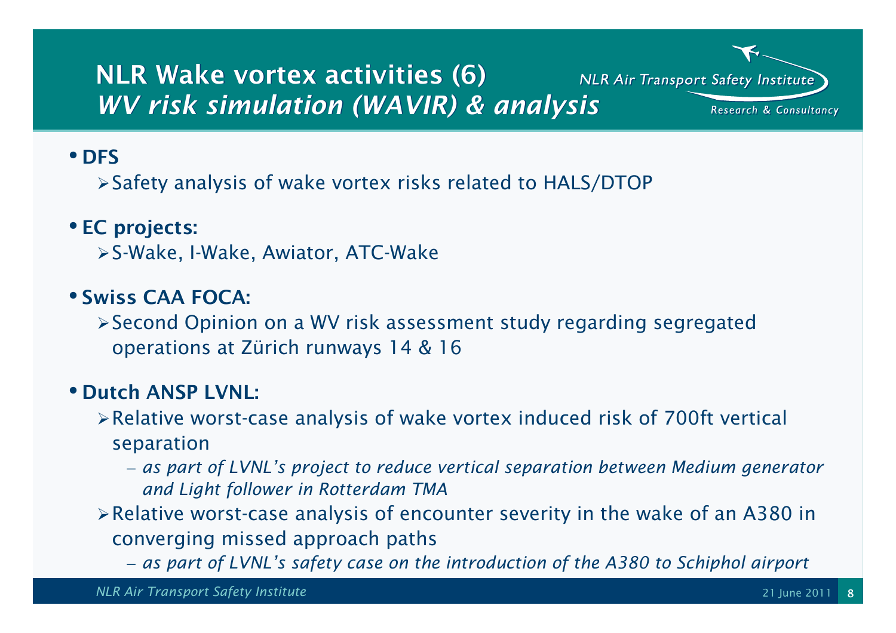# NLR Wake vortex activities (6)
## *WV risk simulation (WAVIR) & analysis*

- **DFS**
  - Safety analysis of wake vortex risks related to HALS/DTOP
- **EC projects:**
  - S-Wake, I-Wake, Awiator, ATC-Wake
- **Swiss CAA FOCA:**
  - Second Opinion on a WV risk assessment study regarding segregated operations at Zürich runways 14 & 16
- **Dutch ANSP LVNL:**
  - Relative worst-case analysis of wake vortex induced risk of 700ft vertical separation
    - *as part of LVNL's project to reduce vertical separation between Medium generator and Light follower in Rotterdam TMA*
  - Relative worst-case analysis of encounter severity in the wake of an A380 in converging missed approach paths
    - *as part of LVNL's safety case on the introduction of the A380 to Schiphol airport*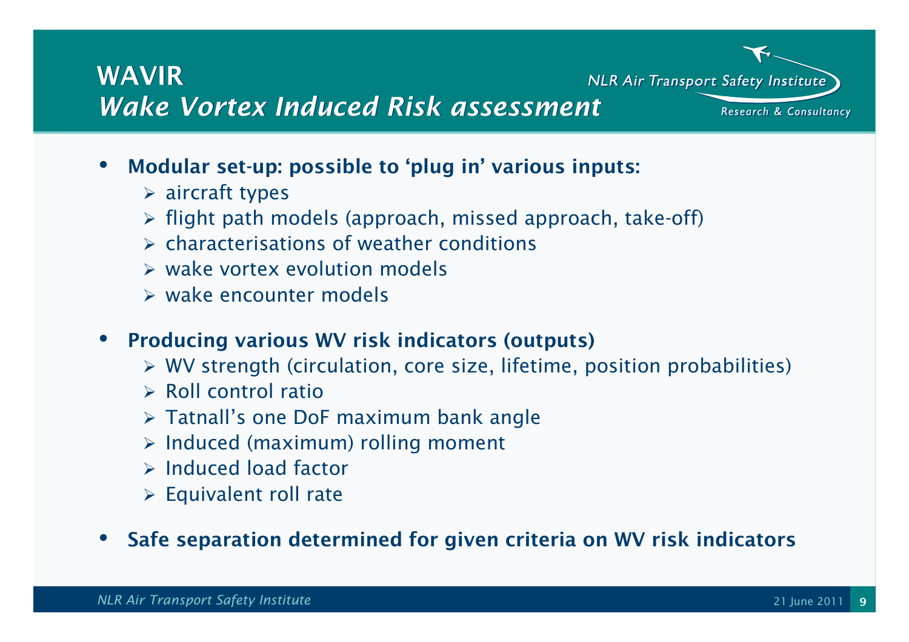# WAVIR
## *Wake Vortex Induced Risk assessment*

- **Modular set-up: possible to 'plug in' various inputs:**
  - aircraft types
  - flight path models (approach, missed approach, take-off)
  - characterisations of weather conditions
  - wake vortex evolution models
  - wake encounter models

- **Producing various WV risk indicators (outputs)**
  - WV strength (circulation, core size, lifetime, position probabilities)
  - Roll control ratio
  - Tatnall's one DoF maximum bank angle
  - Induced (maximum) rolling moment
  - Induced load factor
  - Equivalent roll rate

- **Safe separation determined for given criteria on WV risk indicators**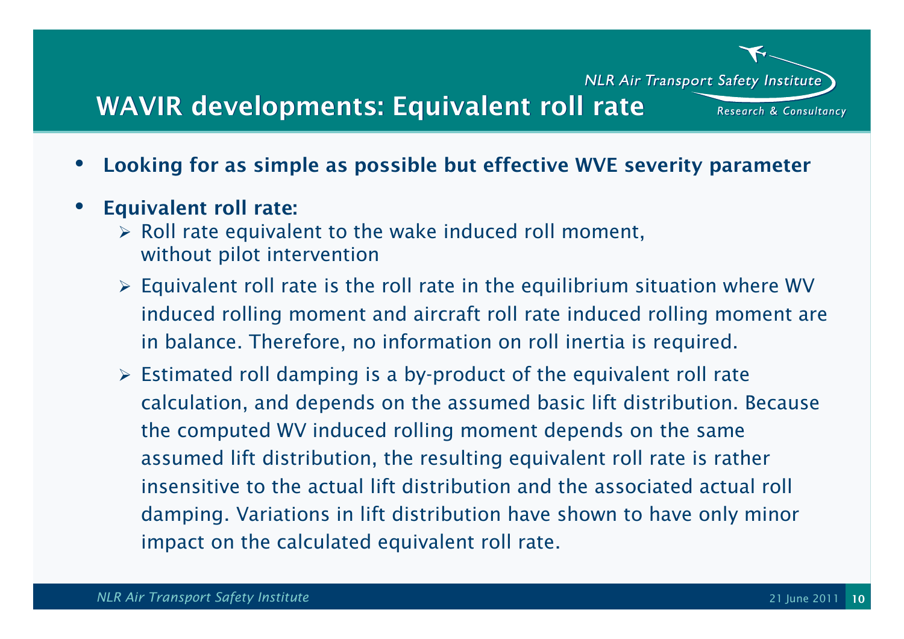# WAVIR developments: Equivalent roll rate

- **Looking for as simple as possible but effective WVE severity parameter**
- **Equivalent roll rate:**
  - Roll rate equivalent to the wake induced roll moment, without pilot intervention
  - Equivalent roll rate is the roll rate in the equilibrium situation where WV induced rolling moment and aircraft roll rate induced rolling moment are in balance. Therefore, no information on roll inertia is required.
  - Estimated roll damping is a by-product of the equivalent roll rate calculation, and depends on the assumed basic lift distribution. Because the computed WV induced rolling moment depends on the same assumed lift distribution, the resulting equivalent roll rate is rather insensitive to the actual lift distribution and the associated actual roll damping. Variations in lift distribution have shown to have only minor impact on the calculated equivalent roll rate.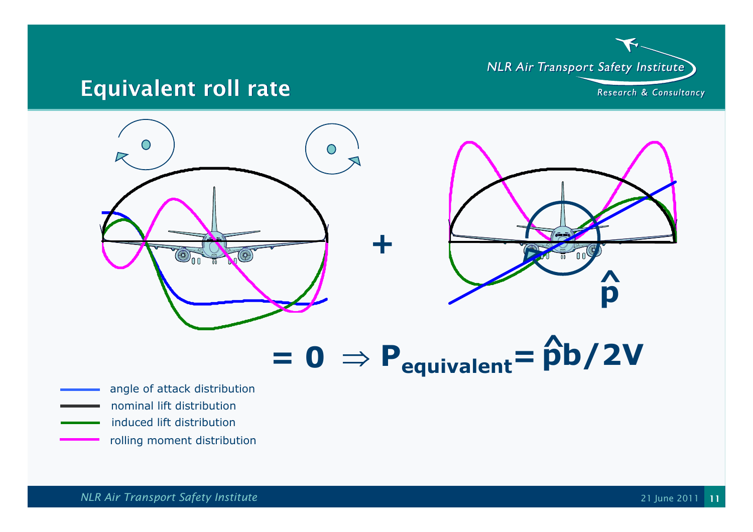# Equivalent roll rate

$$= 0 \Rightarrow P_{equivalent} = \hat{p}b/2V$$

- angle of attack distribution
- nominal lift distribution
- induced lift distribution
- rolling moment distribution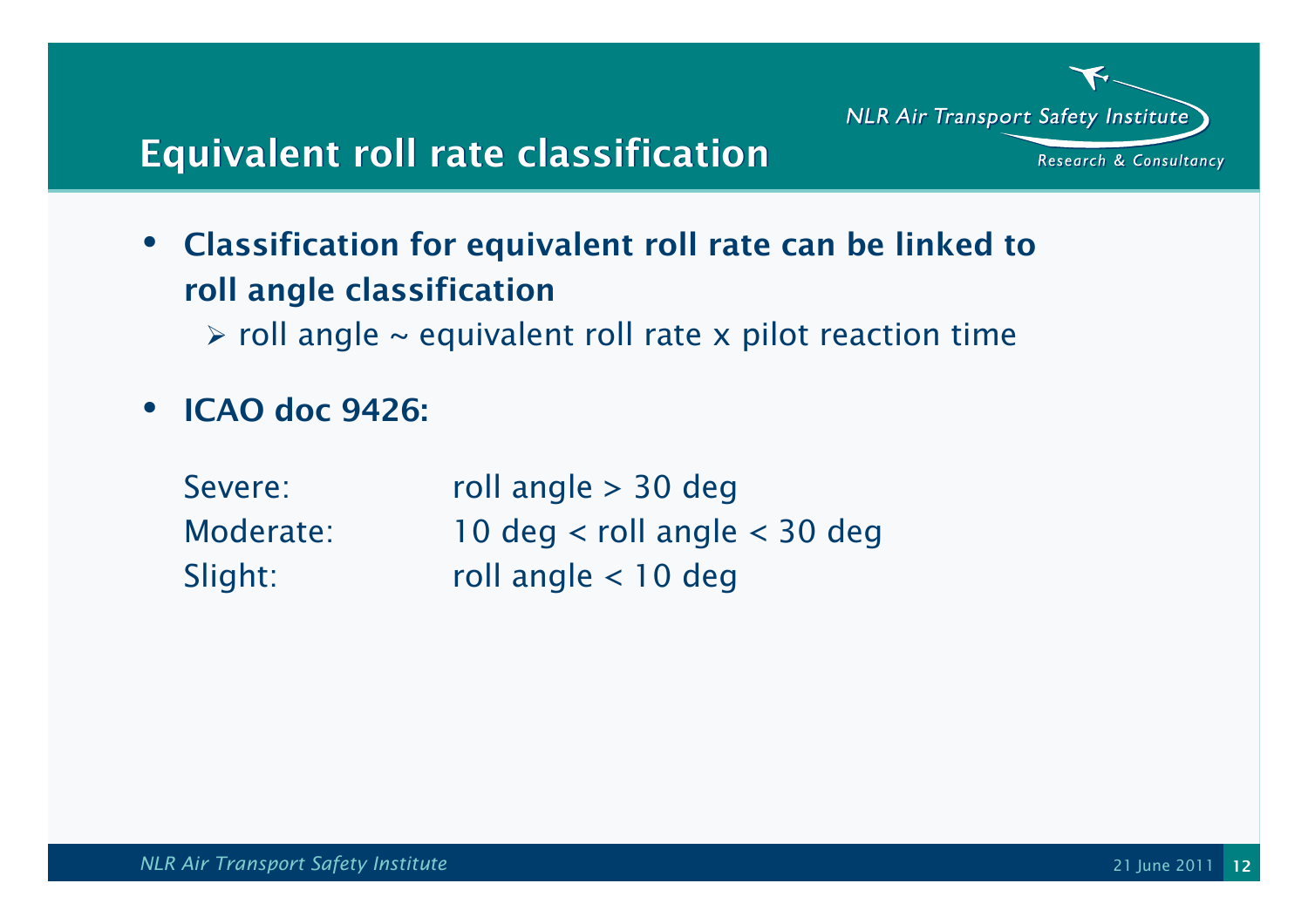# Equivalent roll rate classification

- **Classification for equivalent roll rate can be linked to roll angle classification**
  - roll angle ~ equivalent roll rate x pilot reaction time
- **ICAO doc 9426:**

| | |
|---|---|
| Severe: | roll angle > 30 deg |
| Moderate: | 10 deg < roll angle < 30 deg |
| Slight: | roll angle < 10 deg |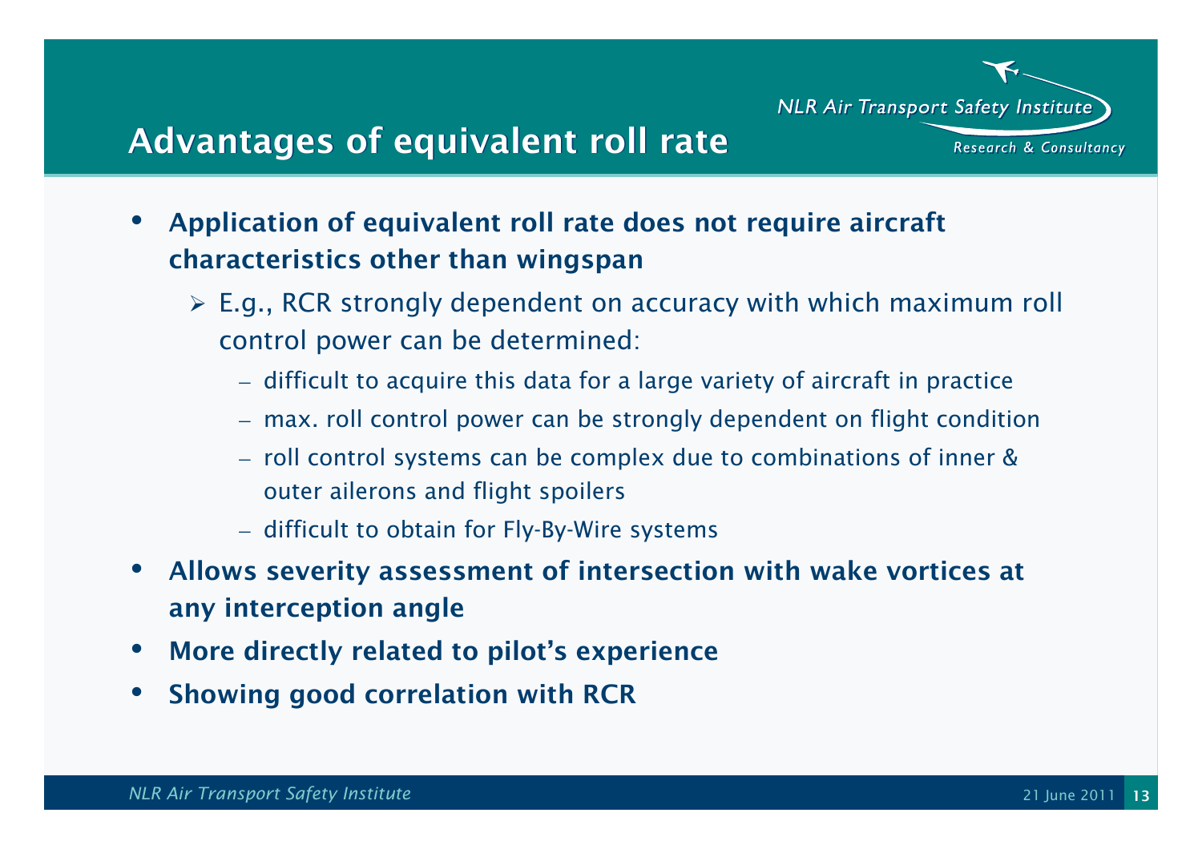# Advantages of equivalent roll rate

- **Application of equivalent roll rate does not require aircraft characteristics other than wingspan**
  - E.g., RCR strongly dependent on accuracy with which maximum roll control power can be determined:
    - difficult to acquire this data for a large variety of aircraft in practice
    - max. roll control power can be strongly dependent on flight condition
    - roll control systems can be complex due to combinations of inner & outer ailerons and flight spoilers
    - difficult to obtain for Fly-By-Wire systems
- **Allows severity assessment of intersection with wake vortices at any interception angle**
- **More directly related to pilot's experience**
- **Showing good correlation with RCR**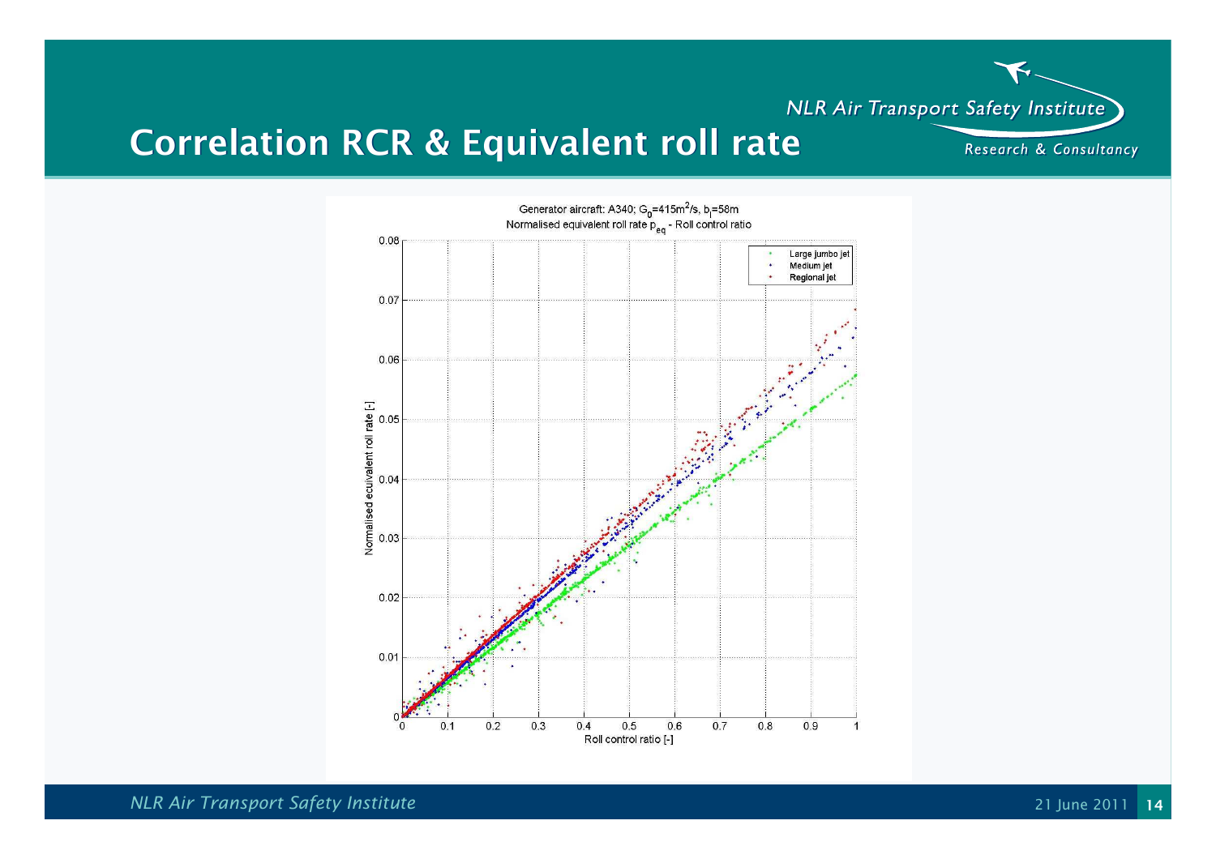# Correlation RCR & Equivalent roll rate

Generator aircraft: A340; $G_0$=415m$^2$/s, $b_l$=58m

Normalised equivalent roll rate $p_{eq}$ - Roll control ratio

Legend: Large jumbo jet, Medium jet, Regional jet

Y-axis: Normalised ecuivalent roll rate [-] (0 to 0.08)

X-axis: Roll control ratio [-] (0 to 1)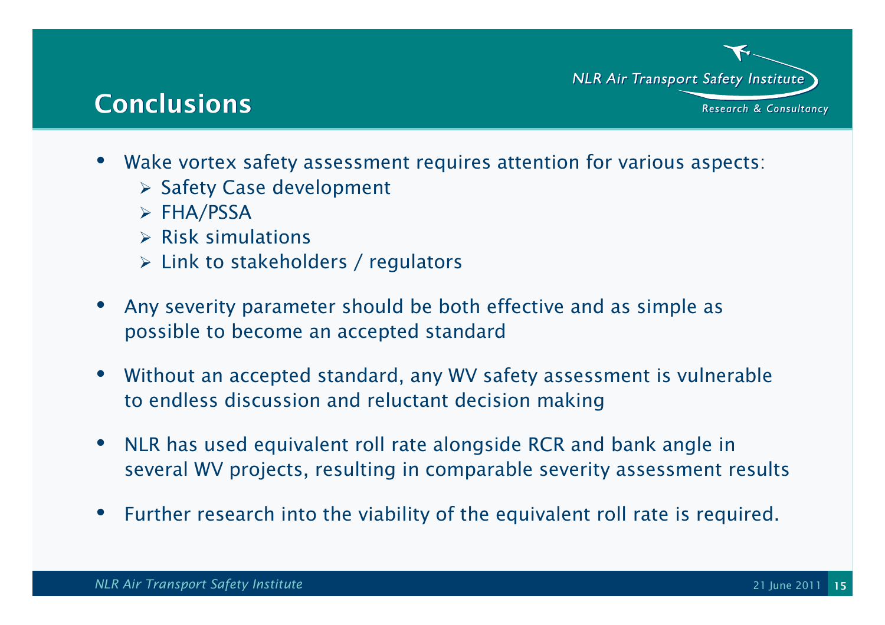# Conclusions

- Wake vortex safety assessment requires attention for various aspects:
  - Safety Case development
  - FHA/PSSA
  - Risk simulations
  - Link to stakeholders / regulators
- Any severity parameter should be both effective and as simple as possible to become an accepted standard
- Without an accepted standard, any WV safety assessment is vulnerable to endless discussion and reluctant decision making
- NLR has used equivalent roll rate alongside RCR and bank angle in several WV projects, resulting in comparable severity assessment results
- Further research into the viability of the equivalent roll rate is required.